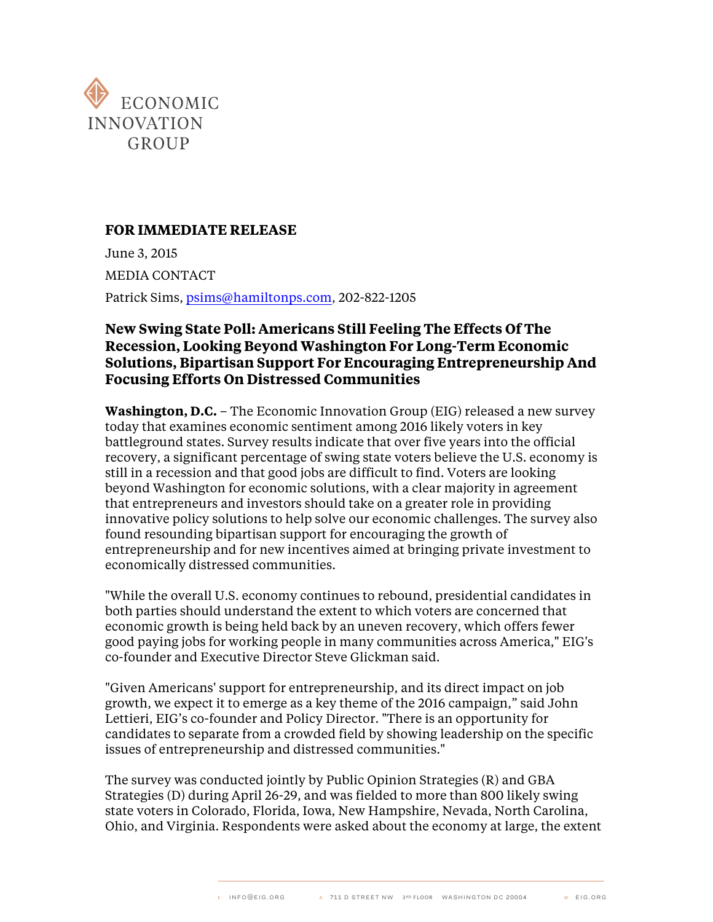ECONOMIC INNOVATION GROUP

**FOR IMMEDIATE RELEASE**

June 3, 2015

MEDIA CONTACT

Patrick Sims, psims@hamiltonps.com, 202-822-1205

## New Swing State Poll: Americans Still Feeling The Effects Of The Recession, Looking Beyond Washington For Long-Term Economic Solutions, Bipartisan Support For Encouraging Entrepreneurship And Focusing Efforts On Distressed Communities

**Washington, D.C.** – The Economic Innovation Group (EIG) released a new survey today that examines economic sentiment among 2016 likely voters in key battleground states. Survey results indicate that over five years into the official recovery, a significant percentage of swing state voters believe the U.S. economy is still in a recession and that good jobs are difficult to find. Voters are looking beyond Washington for economic solutions, with a clear majority in agreement that entrepreneurs and investors should take on a greater role in providing innovative policy solutions to help solve our economic challenges. The survey also found resounding bipartisan support for encouraging the growth of entrepreneurship and for new incentives aimed at bringing private investment to economically distressed communities.

"While the overall U.S. economy continues to rebound, presidential candidates in both parties should understand the extent to which voters are concerned that economic growth is being held back by an uneven recovery, which offers fewer good paying jobs for working people in many communities across America," EIG's co-founder and Executive Director Steve Glickman said.

"Given Americans' support for entrepreneurship, and its direct impact on job growth, we expect it to emerge as a key theme of the 2016 campaign," said John Lettieri, EIG's co-founder and Policy Director. "There is an opportunity for candidates to separate from a crowded field by showing leadership on the specific issues of entrepreneurship and distressed communities."

The survey was conducted jointly by Public Opinion Strategies (R) and GBA Strategies (D) during April 26-29, and was fielded to more than 800 likely swing state voters in Colorado, Florida, Iowa, New Hampshire, Nevada, North Carolina, Ohio, and Virginia. Respondents were asked about the economy at large, the extent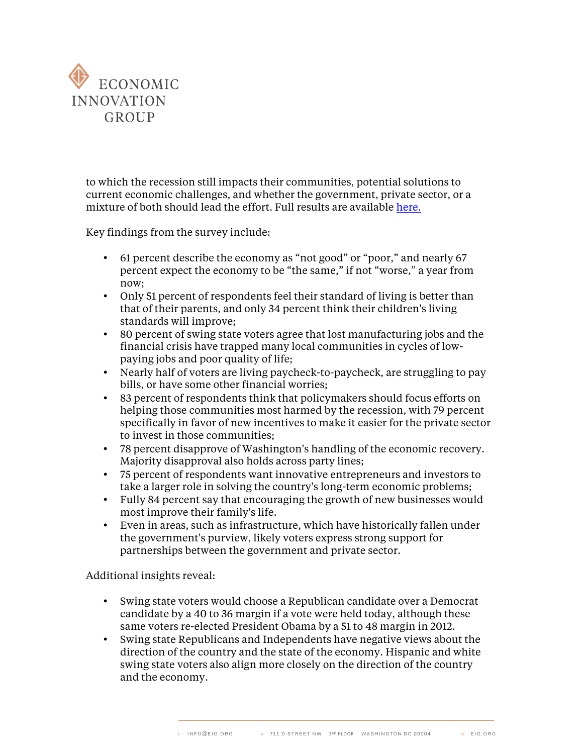to which the recession still impacts their communities, potential solutions to current economic challenges, and whether the government, private sector, or a mixture of both should lead the effort. Full results are available [here.]()

Key findings from the survey include:

- 61 percent describe the economy as "not good" or "poor," and nearly 67 percent expect the economy to be "the same," if not "worse," a year from now;
- Only 51 percent of respondents feel their standard of living is better than that of their parents, and only 34 percent think their children's living standards will improve;
- 80 percent of swing state voters agree that lost manufacturing jobs and the financial crisis have trapped many local communities in cycles of low-paying jobs and poor quality of life;
- Nearly half of voters are living paycheck-to-paycheck, are struggling to pay bills, or have some other financial worries;
- 83 percent of respondents think that policymakers should focus efforts on helping those communities most harmed by the recession, with 79 percent specifically in favor of new incentives to make it easier for the private sector to invest in those communities;
- 78 percent disapprove of Washington's handling of the economic recovery. Majority disapproval also holds across party lines;
- 75 percent of respondents want innovative entrepreneurs and investors to take a larger role in solving the country's long-term economic problems;
- Fully 84 percent say that encouraging the growth of new businesses would most improve their family's life.
- Even in areas, such as infrastructure, which have historically fallen under the government's purview, likely voters express strong support for partnerships between the government and private sector.

Additional insights reveal:

- Swing state voters would choose a Republican candidate over a Democrat candidate by a 40 to 36 margin if a vote were held today, although these same voters re-elected President Obama by a 51 to 48 margin in 2012.
- Swing state Republicans and Independents have negative views about the direction of the country and the state of the economy. Hispanic and white swing state voters also align more closely on the direction of the country and the economy.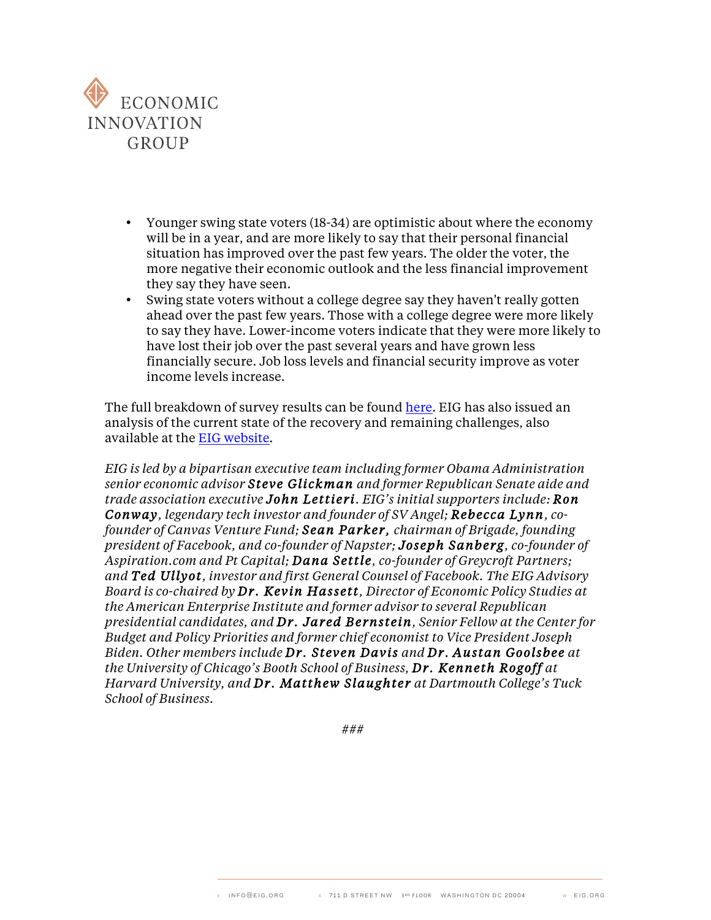ECONOMIC INNOVATION GROUP

- Younger swing state voters (18-34) are optimistic about where the economy will be in a year, and are more likely to say that their personal financial situation has improved over the past few years. The older the voter, the more negative their economic outlook and the less financial improvement they say they have seen.
- Swing state voters without a college degree say they haven't really gotten ahead over the past few years. Those with a college degree were more likely to say they have. Lower-income voters indicate that they were more likely to have lost their job over the past several years and have grown less financially secure. Job loss levels and financial security improve as voter income levels increase.

The full breakdown of survey results can be found here. EIG has also issued an analysis of the current state of the recovery and remaining challenges, also available at the EIG website.

*EIG is led by a bipartisan executive team including former Obama Administration senior economic advisor **Steve Glickman** and former Republican Senate aide and trade association executive **John Lettieri**. EIG's initial supporters include: **Ron Conway**, legendary tech investor and founder of SV Angel; **Rebecca Lynn**, co-founder of Canvas Venture Fund; **Sean Parker,** chairman of Brigade, founding president of Facebook, and co-founder of Napster; **Joseph Sanberg**, co-founder of Aspiration.com and Pt Capital; **Dana Settle**, co-founder of Greycroft Partners; and **Ted Ullyot**, investor and first General Counsel of Facebook. The EIG Advisory Board is co-chaired by **Dr. Kevin Hassett**, Director of Economic Policy Studies at the American Enterprise Institute and former advisor to several Republican presidential candidates, and **Dr. Jared Bernstein**, Senior Fellow at the Center for Budget and Policy Priorities and former chief economist to Vice President Joseph Biden. Other members include **Dr. Steven Davis** and **Dr. Austan Goolsbee** at the University of Chicago's Booth School of Business, **Dr. Kenneth Rogoff** at Harvard University, and **Dr. Matthew Slaughter** at Dartmouth College's Tuck School of Business.*

###

E INFO@EIG.ORG A 711 D STREET NW 3RD FLOOR WASHINGTON DC 20004 W EIG.ORG